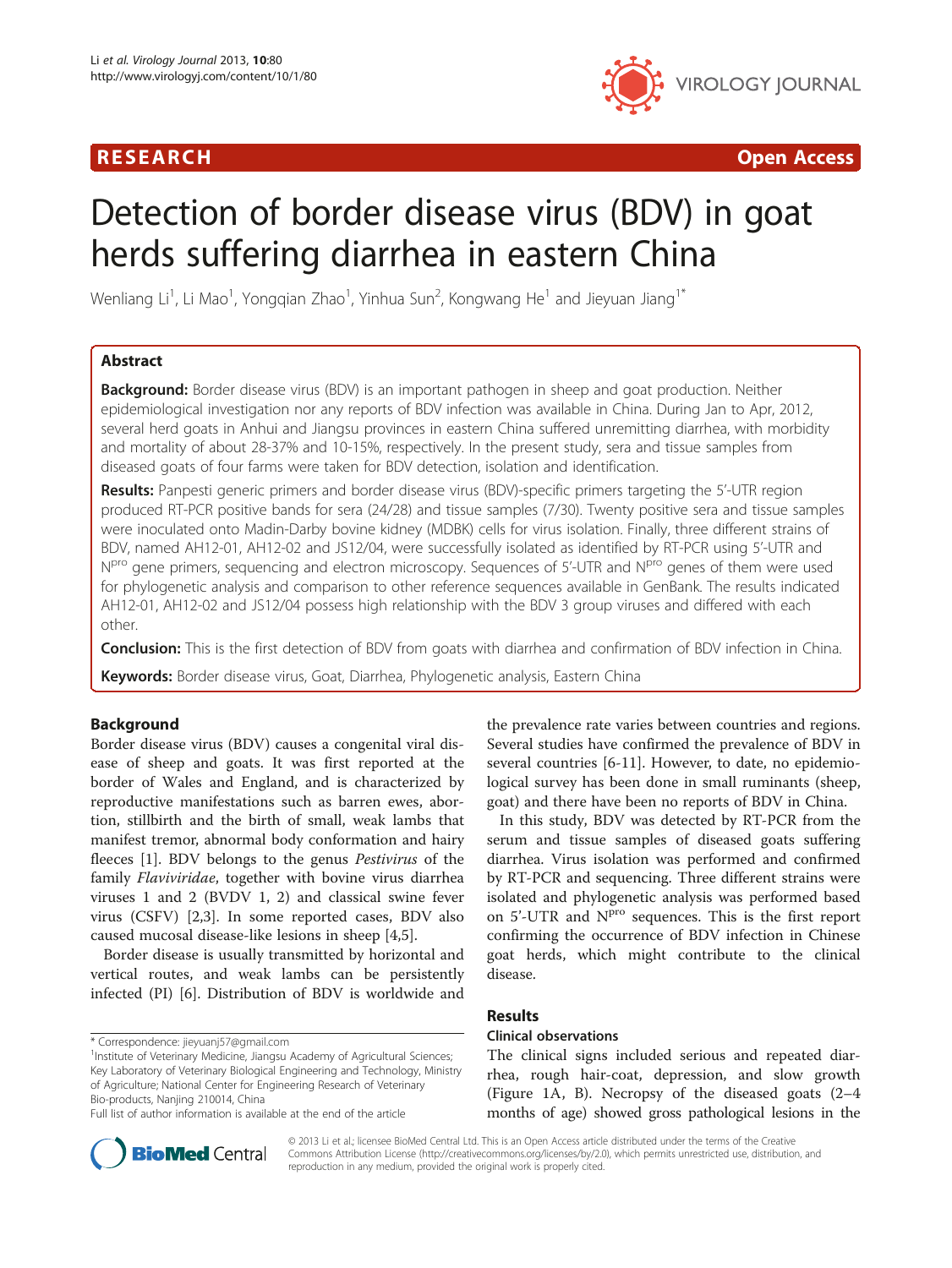# Detection of border disease virus (BDV) in goat herds suffering diarrhea in eastern China

Wenliang Li[1], Li Mao[1], Yongqian Zhao[1], Yinhua Sun[2], Kongwang He[1] and Jieyuan Jiang[1*]

## Abstract

**Background:** Border disease virus (BDV) is an important pathogen in sheep and goat production. Neither epidemiological investigation nor any reports of BDV infection was available in China. During Jan to Apr, 2012, several herd goats in Anhui and Jiangsu provinces in eastern China suffered unremitting diarrhea, with morbidity and mortality of about 28-37% and 10-15%, respectively. In the present study, sera and tissue samples from diseased goats of four farms were taken for BDV detection, isolation and identification.

**Results:** Panpesti generic primers and border disease virus (BDV)-specific primers targeting the 5'-UTR region produced RT-PCR positive bands for sera (24/28) and tissue samples (7/30). Twenty positive sera and tissue samples were inoculated onto Madin-Darby bovine kidney (MDBK) cells for virus isolation. Finally, three different strains of BDV, named AH12-01, AH12-02 and JS12/04, were successfully isolated as identified by RT-PCR using 5'-UTR and $N^{pro}$ gene primers, sequencing and electron microscopy. Sequences of 5'-UTR and $N^{pro}$ genes of them were used for phylogenetic analysis and comparison to other reference sequences available in GenBank. The results indicated AH12-01, AH12-02 and JS12/04 possess high relationship with the BDV 3 group viruses and differed with each other.

**Conclusion:** This is the first detection of BDV from goats with diarrhea and confirmation of BDV infection in China.

**Keywords:** Border disease virus, Goat, Diarrhea, Phylogenetic analysis, Eastern China

## Background

Border disease virus (BDV) causes a congenital viral disease of sheep and goats. It was first reported at the border of Wales and England, and is characterized by reproductive manifestations such as barren ewes, abortion, stillbirth and the birth of small, weak lambs that manifest tremor, abnormal body conformation and hairy fleeces [1]. BDV belongs to the genus *Pestivirus* of the family *Flaviviridae*, together with bovine virus diarrhea viruses 1 and 2 (BVDV 1, 2) and classical swine fever virus (CSFV) [2,3]. In some reported cases, BDV also caused mucosal disease-like lesions in sheep [4,5].

Border disease is usually transmitted by horizontal and vertical routes, and weak lambs can be persistently infected (PI) [6]. Distribution of BDV is worldwide and the prevalence rate varies between countries and regions. Several studies have confirmed the prevalence of BDV in several countries [6-11]. However, to date, no epidemiological survey has been done in small ruminants (sheep, goat) and there have been no reports of BDV in China.

In this study, BDV was detected by RT-PCR from the serum and tissue samples of diseased goats suffering diarrhea. Virus isolation was performed and confirmed by RT-PCR and sequencing. Three different strains were isolated and phylogenetic analysis was performed based on 5'-UTR and $N^{pro}$ sequences. This is the first report confirming the occurrence of BDV infection in Chinese goat herds, which might contribute to the clinical disease.

## Results

### Clinical observations

The clinical signs included serious and repeated diarrhea, rough hair-coat, depression, and slow growth (Figure 1A, B). Necropsy of the diseased goats (2–4 months of age) showed gross pathological lesions in the

\* Correspondence: jieyuanj57@gmail.com

[1]Institute of Veterinary Medicine, Jiangsu Academy of Agricultural Sciences; Key Laboratory of Veterinary Biological Engineering and Technology, Ministry of Agriculture; National Center for Engineering Research of Veterinary Bio-products, Nanjing 210014, China

Full list of author information is available at the end of the article

© 2013 Li et al.; licensee BioMed Central Ltd. This is an Open Access article distributed under the terms of the Creative Commons Attribution License (http://creativecommons.org/licenses/by/2.0), which permits unrestricted use, distribution, and reproduction in any medium, provided the original work is properly cited.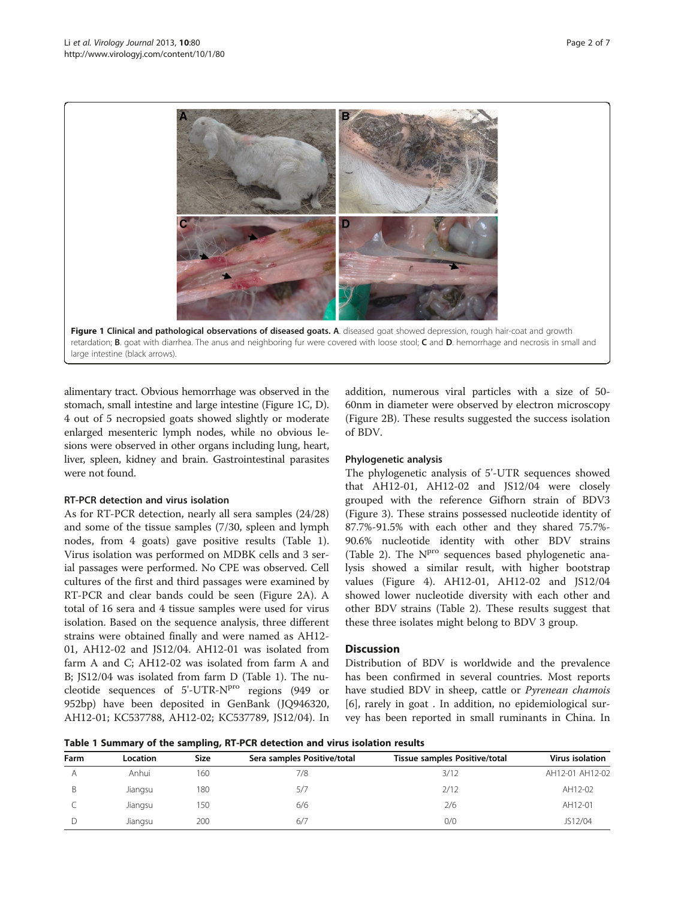Figure 1 Clinical and pathological observations of diseased goats. **A**. diseased goat showed depression, rough hair-coat and growth retardation; **B**. goat with diarrhea. The anus and neighboring fur were covered with loose stool; **C** and **D**. hemorrhage and necrosis in small and large intestine (black arrows).

alimentary tract. Obvious hemorrhage was observed in the stomach, small intestine and large intestine (Figure 1C, D). 4 out of 5 necropsied goats showed slightly or moderate enlarged mesenteric lymph nodes, while no obvious lesions were observed in other organs including lung, heart, liver, spleen, kidney and brain. Gastrointestinal parasites were not found.

### RT-PCR detection and virus isolation

As for RT-PCR detection, nearly all sera samples (24/28) and some of the tissue samples (7/30, spleen and lymph nodes, from 4 goats) gave positive results (Table 1). Virus isolation was performed on MDBK cells and 3 serial passages were performed. No CPE was observed. Cell cultures of the first and third passages were examined by RT-PCR and clear bands could be seen (Figure 2A). A total of 16 sera and 4 tissue samples were used for virus isolation. Based on the sequence analysis, three different strains were obtained finally and were named as AH12-01, AH12-02 and JS12/04. AH12-01 was isolated from farm A and C; AH12-02 was isolated from farm A and B; JS12/04 was isolated from farm D (Table 1). The nucleotide sequences of 5'-UTR-N$^{pro}$ regions (949 or 952bp) have been deposited in GenBank (JQ946320, AH12-01; KC537788, AH12-02; KC537789, JS12/04). In addition, numerous viral particles with a size of 50-60nm in diameter were observed by electron microscopy (Figure 2B). These results suggested the success isolation of BDV.

### Phylogenetic analysis

The phylogenetic analysis of 5'-UTR sequences showed that AH12-01, AH12-02 and JS12/04 were closely grouped with the reference Gifhorn strain of BDV3 (Figure 3). These strains possessed nucleotide identity of 87.7%-91.5% with each other and they shared 75.7%-90.6% nucleotide identity with other BDV strains (Table 2). The N$^{pro}$ sequences based phylogenetic analysis showed a similar result, with higher bootstrap values (Figure 4). AH12-01, AH12-02 and JS12/04 showed lower nucleotide diversity with each other and other BDV strains (Table 2). These results suggest that these three isolates might belong to BDV 3 group.

## Discussion

Distribution of BDV is worldwide and the prevalence has been confirmed in several countries. Most reports have studied BDV in sheep, cattle or *Pyrenean chamois* [6], rarely in goat . In addition, no epidemiological survey has been reported in small ruminants in China. In

**Table 1 Summary of the sampling, RT-PCR detection and virus isolation results**

| Farm | Location | Size | Sera samples Positive/total | Tissue samples Positive/total | Virus isolation |
|---|---|---|---|---|---|
| A | Anhui | 160 | 7/8 | 3/12 | AH12-01 AH12-02 |
| B | Jiangsu | 180 | 5/7 | 2/12 | AH12-02 |
| C | Jiangsu | 150 | 6/6 | 2/6 | AH12-01 |
| D | Jiangsu | 200 | 6/7 | 0/0 | JS12/04 |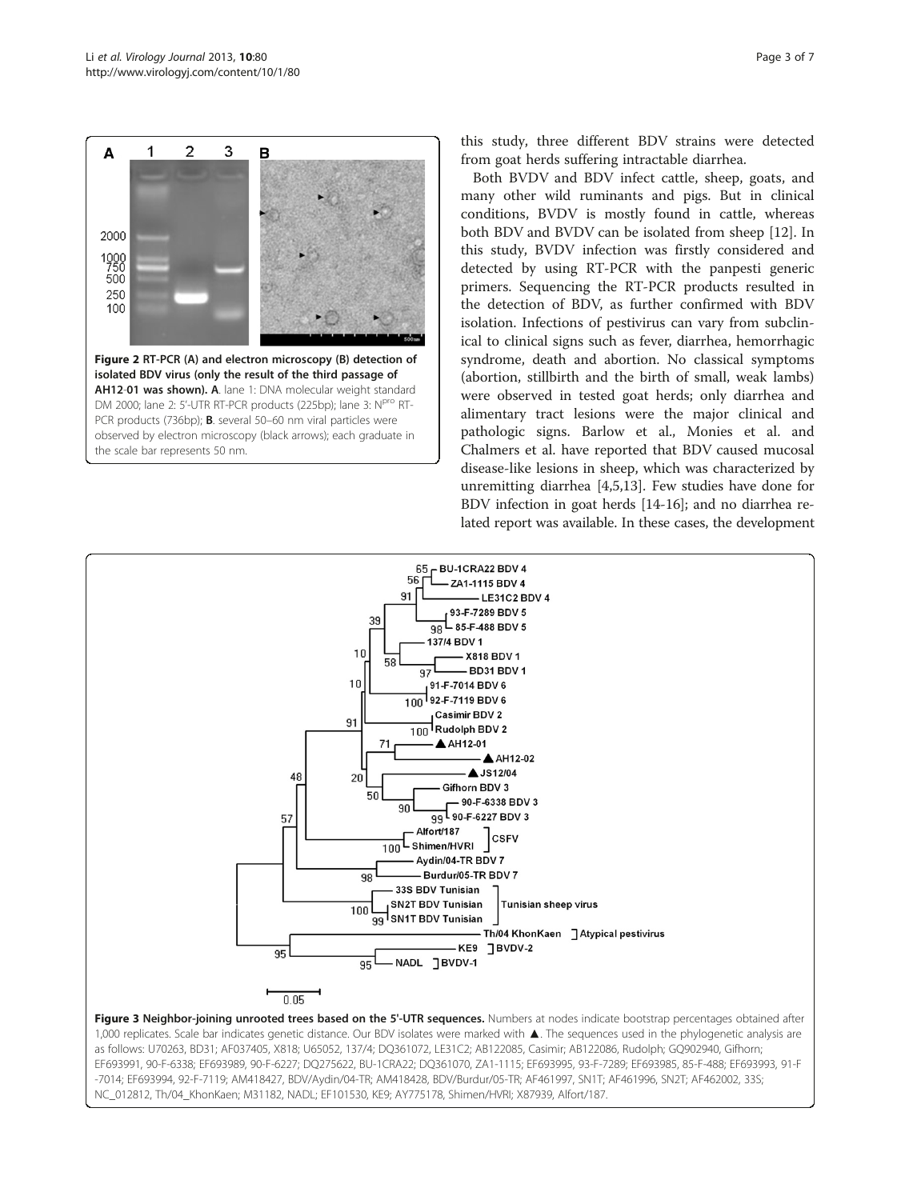**Figure 2 RT-PCR (A) and electron microscopy (B) detection of isolated BDV virus (only the result of the third passage of AH12-01 was shown). A**. lane 1: DNA molecular weight standard DM 2000; lane 2: 5'-UTR RT-PCR products (225bp); lane 3: $N^{pro}$ RT-PCR products (736bp); **B**. several 50–60 nm viral particles were observed by electron microscopy (black arrows); each graduate in the scale bar represents 50 nm.

this study, three different BDV strains were detected from goat herds suffering intractable diarrhea.

Both BVDV and BDV infect cattle, sheep, goats, and many other wild ruminants and pigs. But in clinical conditions, BVDV is mostly found in cattle, whereas both BDV and BVDV can be isolated from sheep [12]. In this study, BVDV infection was firstly considered and detected by using RT-PCR with the panpesti generic primers. Sequencing the RT-PCR products resulted in the detection of BDV, as further confirmed with BDV isolation. Infections of pestivirus can vary from subclinical to clinical signs such as fever, diarrhea, hemorrhagic syndrome, death and abortion. No classical symptoms (abortion, stillbirth and the birth of small, weak lambs) were observed in tested goat herds; only diarrhea and alimentary tract lesions were the major clinical and pathologic signs. Barlow et al., Monies et al. and Chalmers et al. have reported that BDV caused mucosal disease-like lesions in sheep, which was characterized by unremitting diarrhea [4,5,13]. Few studies have done for BDV infection in goat herds [14-16]; and no diarrhea related report was available. In these cases, the development

**Figure 3 Neighbor-joining unrooted trees based on the 5'-UTR sequences.** Numbers at nodes indicate bootstrap percentages obtained after 1,000 replicates. Scale bar indicates genetic distance. Our BDV isolates were marked with ▲. The sequences used in the phylogenetic analysis are as follows: U70263, BD31; AF037405, X818; U65052, 137/4; DQ361072, LE31C2; AB122085, Casimir; AB122086, Rudolph; GQ902940, Gifhorn; EF693991, 90-F-6338; EF693989, 90-F-6227; DQ275622, BU-1CRA22; DQ361070, ZA1-1115; EF693995, 93-F-7289; EF693985, 85-F-488; EF693993, 91-F-7014; EF693994, 92-F-7119; AM418427, BDV/Aydin/04-TR; AM418428, BDV/Burdur/05-TR; AF461997, SN1T; AF461996, SN2T; AF462002, 33S; NC_012812, Th/04_KhonKaen; M31182, NADL; EF101530, KE9; AY775178, Shimen/HVRI; X87939, Alfort/187.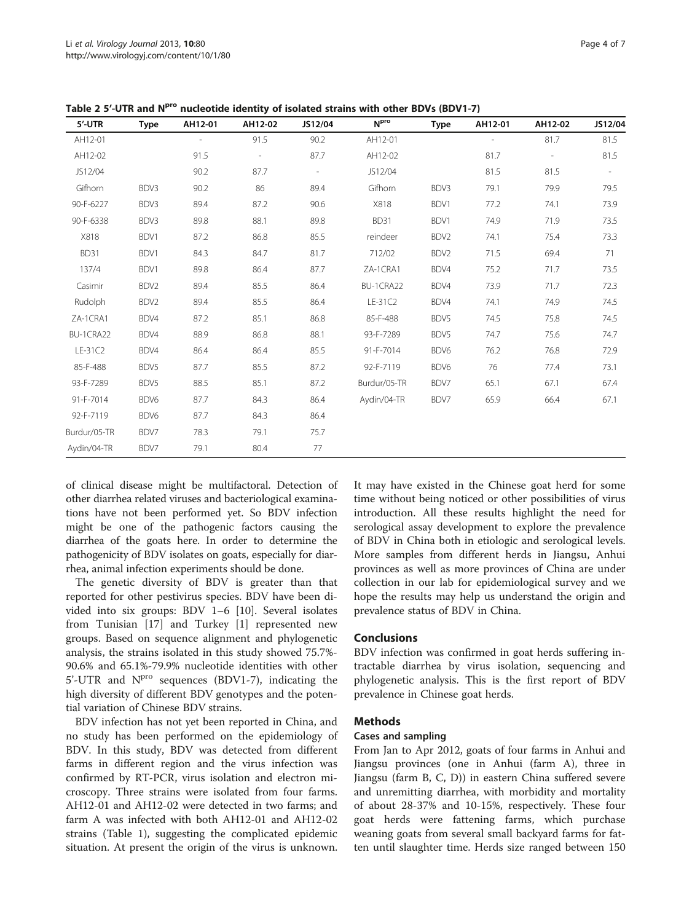**Table 2 5′-UTR and $N^{pro}$ nucleotide identity of isolated strains with other BDVs (BDV1-7)**

| 5′-UTR | Type | AH12-01 | AH12-02 | JS12/04 | $N^{pro}$ | Type | AH12-01 | AH12-02 | JS12/04 |
|---|---|---|---|---|---|---|---|---|---|
| AH12-01 | | - | 91.5 | 90.2 | AH12-01 | | - | 81.7 | 81.5 |
| AH12-02 | | 91.5 | - | 87.7 | AH12-02 | | 81.7 | - | 81.5 |
| JS12/04 | | 90.2 | 87.7 | - | JS12/04 | | 81.5 | 81.5 | - |
| Gifhorn | BDV3 | 90.2 | 86 | 89.4 | Gifhorn | BDV3 | 79.1 | 79.9 | 79.5 |
| 90-F-6227 | BDV3 | 89.4 | 87.2 | 90.6 | X818 | BDV1 | 77.2 | 74.1 | 73.9 |
| 90-F-6338 | BDV3 | 89.8 | 88.1 | 89.8 | BD31 | BDV1 | 74.9 | 71.9 | 73.5 |
| X818 | BDV1 | 87.2 | 86.8 | 85.5 | reindeer | BDV2 | 74.1 | 75.4 | 73.3 |
| BD31 | BDV1 | 84.3 | 84.7 | 81.7 | 712/02 | BDV2 | 71.5 | 69.4 | 71 |
| 137/4 | BDV1 | 89.8 | 86.4 | 87.7 | ZA-1CRA1 | BDV4 | 75.2 | 71.7 | 73.5 |
| Casimir | BDV2 | 89.4 | 85.5 | 86.4 | BU-1CRA22 | BDV4 | 73.9 | 71.7 | 72.3 |
| Rudolph | BDV2 | 89.4 | 85.5 | 86.4 | LE-31C2 | BDV4 | 74.1 | 74.9 | 74.5 |
| ZA-1CRA1 | BDV4 | 87.2 | 85.1 | 86.8 | 85-F-488 | BDV5 | 74.5 | 75.8 | 74.5 |
| BU-1CRA22 | BDV4 | 88.9 | 86.8 | 88.1 | 93-F-7289 | BDV5 | 74.7 | 75.6 | 74.7 |
| LE-31C2 | BDV4 | 86.4 | 86.4 | 85.5 | 91-F-7014 | BDV6 | 76.2 | 76.8 | 72.9 |
| 85-F-488 | BDV5 | 87.7 | 85.5 | 87.2 | 92-F-7119 | BDV6 | 76 | 77.4 | 73.1 |
| 93-F-7289 | BDV5 | 88.5 | 85.1 | 87.2 | Burdur/05-TR | BDV7 | 65.1 | 67.1 | 67.4 |
| 91-F-7014 | BDV6 | 87.7 | 84.3 | 86.4 | Aydin/04-TR | BDV7 | 65.9 | 66.4 | 67.1 |
| 92-F-7119 | BDV6 | 87.7 | 84.3 | 86.4 | | | | | |
| Burdur/05-TR | BDV7 | 78.3 | 79.1 | 75.7 | | | | | |
| Aydin/04-TR | BDV7 | 79.1 | 80.4 | 77 | | | | | |

of clinical disease might be multifactoral. Detection of other diarrhea related viruses and bacteriological examinations have not been performed yet. So BDV infection might be one of the pathogenic factors causing the diarrhea of the goats here. In order to determine the pathogenicity of BDV isolates on goats, especially for diarrhea, animal infection experiments should be done.

The genetic diversity of BDV is greater than that reported for other pestivirus species. BDV have been divided into six groups: BDV 1–6 [10]. Several isolates from Tunisian [17] and Turkey [1] represented new groups. Based on sequence alignment and phylogenetic analysis, the strains isolated in this study showed 75.7%-90.6% and 65.1%-79.9% nucleotide identities with other 5′-UTR and $N^{pro}$ sequences (BDV1-7), indicating the high diversity of different BDV genotypes and the potential variation of Chinese BDV strains.

BDV infection has not yet been reported in China, and no study has been performed on the epidemiology of BDV. In this study, BDV was detected from different farms in different region and the virus infection was confirmed by RT-PCR, virus isolation and electron microscopy. Three strains were isolated from four farms. AH12-01 and AH12-02 were detected in two farms; and farm A was infected with both AH12-01 and AH12-02 strains (Table 1), suggesting the complicated epidemic situation. At present the origin of the virus is unknown. It may have existed in the Chinese goat herd for some time without being noticed or other possibilities of virus introduction. All these results highlight the need for serological assay development to explore the prevalence of BDV in China both in etiologic and serological levels. More samples from different herds in Jiangsu, Anhui provinces as well as more provinces of China are under collection in our lab for epidemiological survey and we hope the results may help us understand the origin and prevalence status of BDV in China.

## Conclusions

BDV infection was confirmed in goat herds suffering intractable diarrhea by virus isolation, sequencing and phylogenetic analysis. This is the first report of BDV prevalence in Chinese goat herds.

## Methods

### Cases and sampling

From Jan to Apr 2012, goats of four farms in Anhui and Jiangsu provinces (one in Anhui (farm A), three in Jiangsu (farm B, C, D)) in eastern China suffered severe and unremitting diarrhea, with morbidity and mortality of about 28-37% and 10-15%, respectively. These four goat herds were fattening farms, which purchase weaning goats from several small backyard farms for fatten until slaughter time. Herds size ranged between 150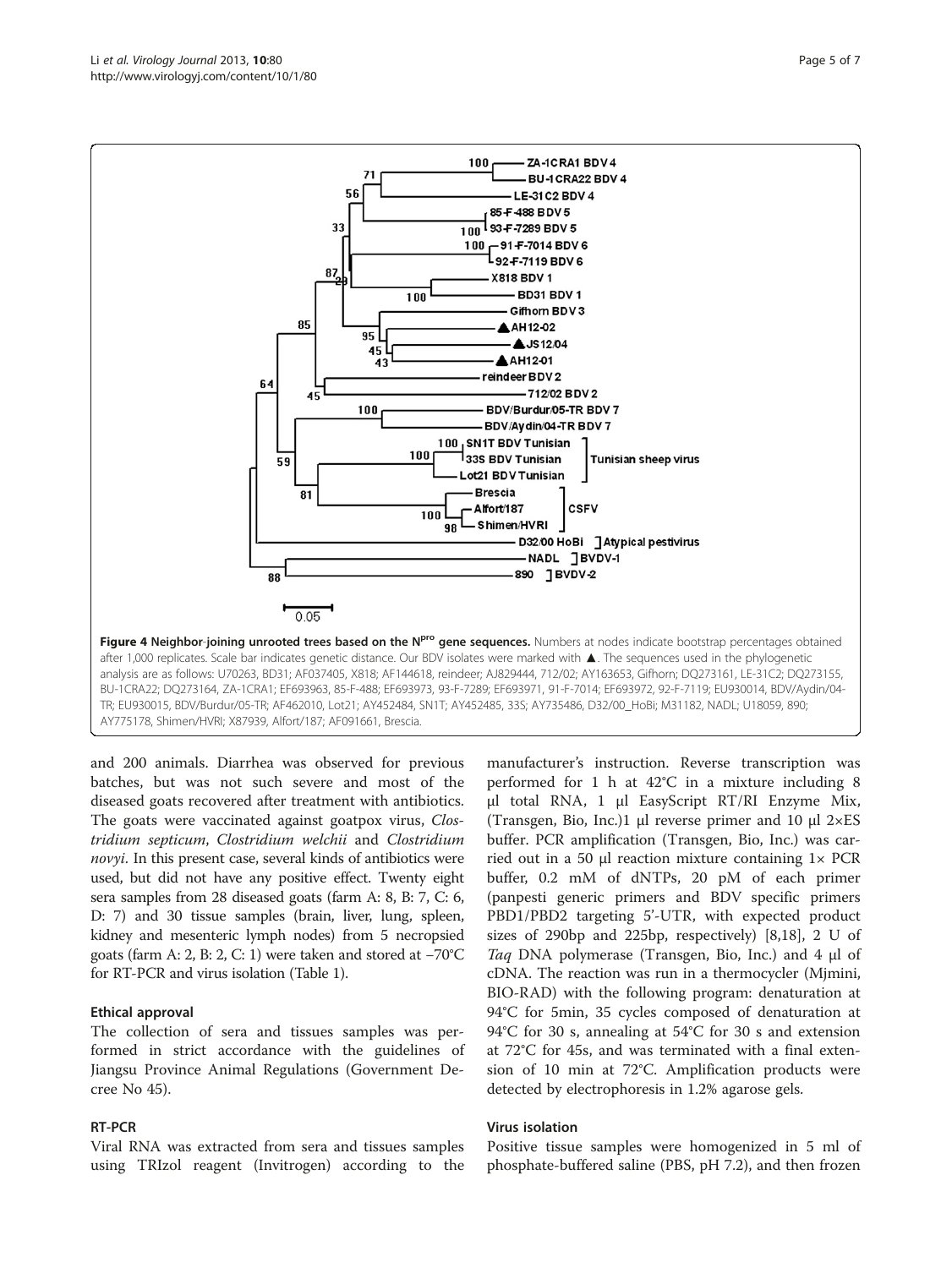**Figure 4 Neighbor-joining unrooted trees based on the N$^{pro}$ gene sequences.** Numbers at nodes indicate bootstrap percentages obtained after 1,000 replicates. Scale bar indicates genetic distance. Our BDV isolates were marked with ▲. The sequences used in the phylogenetic analysis are as follows: U70263, BD31; AF037405, X818; AF144618, reindeer; AJ829444, 712/02; AY163653, Gifhorn; DQ273161, LE-31C2; DQ273155, BU-1CRA22; DQ273164, ZA-1CRA1; EF693963, 85-F-488; EF693973, 93-F-7289; EF693971, 91-F-7014; EF693972, 92-F-7119; EU930014, BDV/Aydin/04-TR; EU930015, BDV/Burdur/05-TR; AF462010, Lot21; AY452484, SN1T; AY452485, 33S; AY735486, D32/00_HoBi; M31182, NADL; U18059, 890; AY775178, Shimen/HVRI; X87939, Alfort/187; AF091661, Brescia.

and 200 animals. Diarrhea was observed for previous batches, but was not such severe and most of the diseased goats recovered after treatment with antibiotics. The goats were vaccinated against goatpox virus, *Clostridium septicum*, *Clostridium welchii* and *Clostridium novyi*. In this present case, several kinds of antibiotics were used, but did not have any positive effect. Twenty eight sera samples from 28 diseased goats (farm A: 8, B: 7, C: 6, D: 7) and 30 tissue samples (brain, liver, lung, spleen, kidney and mesenteric lymph nodes) from 5 necropsied goats (farm A: 2, B: 2, C: 1) were taken and stored at −70°C for RT-PCR and virus isolation (Table 1).

### Ethical approval

The collection of sera and tissues samples was performed in strict accordance with the guidelines of Jiangsu Province Animal Regulations (Government Decree No 45).

### RT-PCR

Viral RNA was extracted from sera and tissues samples using TRIzol reagent (Invitrogen) according to the manufacturer's instruction. Reverse transcription was performed for 1 h at 42°C in a mixture including 8 μl total RNA, 1 μl EasyScript RT/RI Enzyme Mix, (Transgen, Bio, Inc.)1 μl reverse primer and 10 μl 2×ES buffer. PCR amplification (Transgen, Bio, Inc.) was carried out in a 50 μl reaction mixture containing 1× PCR buffer, 0.2 mM of dNTPs, 20 pM of each primer (panpesti generic primers and BDV specific primers PBD1/PBD2 targeting 5'-UTR, with expected product sizes of 290bp and 225bp, respectively) [8,18], 2 U of *Taq* DNA polymerase (Transgen, Bio, Inc.) and 4 μl of cDNA. The reaction was run in a thermocycler (Mjmini, BIO-RAD) with the following program: denaturation at 94°C for 5min, 35 cycles composed of denaturation at 94°C for 30 s, annealing at 54°C for 30 s and extension at 72°C for 45s, and was terminated with a final extension of 10 min at 72°C. Amplification products were detected by electrophoresis in 1.2% agarose gels.

### Virus isolation

Positive tissue samples were homogenized in 5 ml of phosphate-buffered saline (PBS, pH 7.2), and then frozen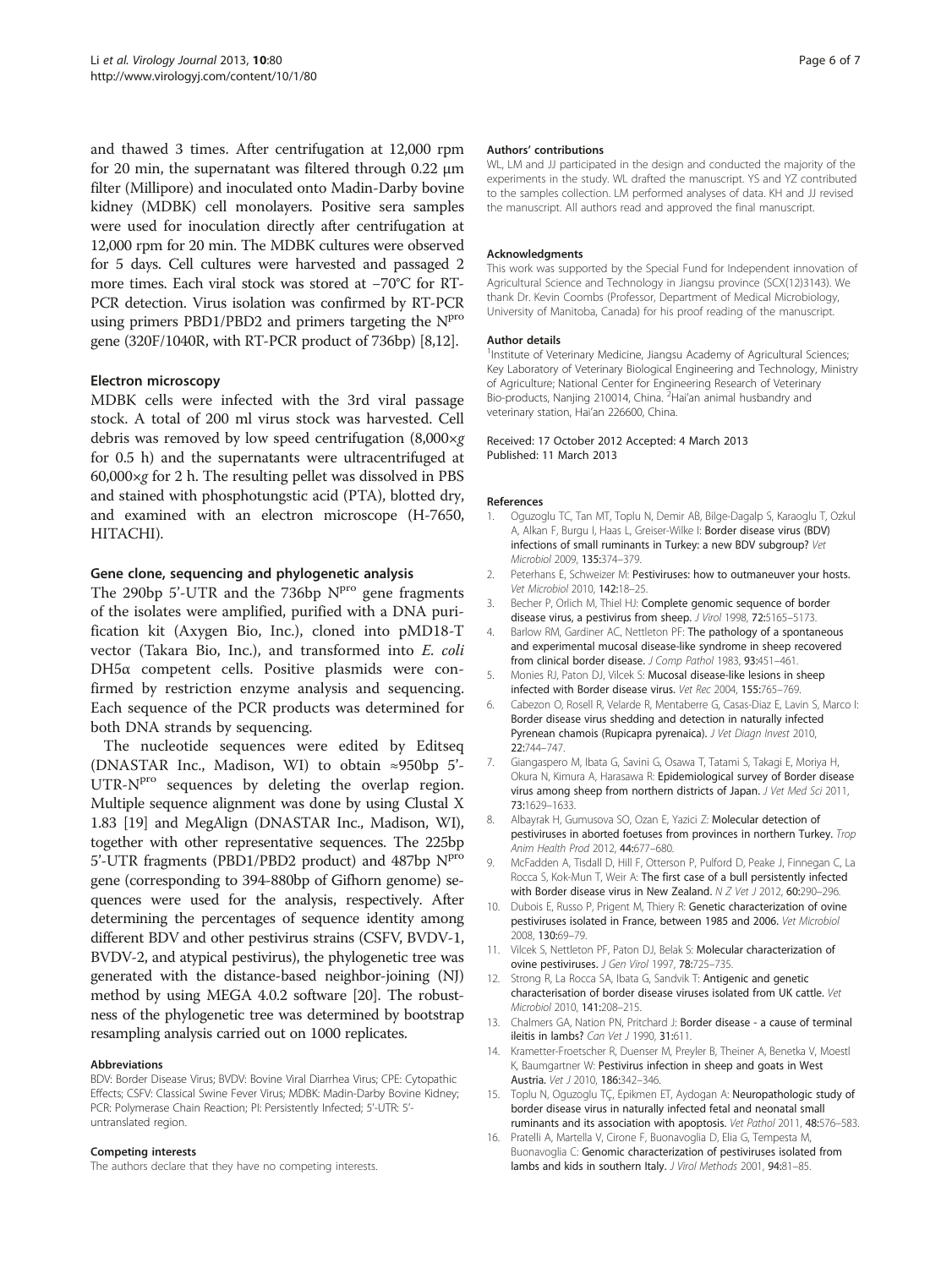and thawed 3 times. After centrifugation at 12,000 rpm for 20 min, the supernatant was filtered through 0.22 μm filter (Millipore) and inoculated onto Madin-Darby bovine kidney (MDBK) cell monolayers. Positive sera samples were used for inoculation directly after centrifugation at 12,000 rpm for 20 min. The MDBK cultures were observed for 5 days. Cell cultures were harvested and passaged 2 more times. Each viral stock was stored at −70°C for RT-PCR detection. Virus isolation was confirmed by RT-PCR using primers PBD1/PBD2 and primers targeting the $N^{pro}$ gene (320F/1040R, with RT-PCR product of 736bp) [8,12].

### Electron microscopy

MDBK cells were infected with the 3rd viral passage stock. A total of 200 ml virus stock was harvested. Cell debris was removed by low speed centrifugation (8,000×*g* for 0.5 h) and the supernatants were ultracentrifuged at 60,000×*g* for 2 h. The resulting pellet was dissolved in PBS and stained with phosphotungstic acid (PTA), blotted dry, and examined with an electron microscope (H-7650, HITACHI).

### Gene clone, sequencing and phylogenetic analysis

The 290bp 5'-UTR and the 736bp $N^{pro}$ gene fragments of the isolates were amplified, purified with a DNA purification kit (Axygen Bio, Inc.), cloned into pMD18-T vector (Takara Bio, Inc.), and transformed into *E. coli* DH5α competent cells. Positive plasmids were confirmed by restriction enzyme analysis and sequencing. Each sequence of the PCR products was determined for both DNA strands by sequencing.

The nucleotide sequences were edited by Editseq (DNASTAR Inc., Madison, WI) to obtain ≈950bp 5'-UTR-$N^{pro}$ sequences by deleting the overlap region. Multiple sequence alignment was done by using Clustal X 1.83 [19] and MegAlign (DNASTAR Inc., Madison, WI), together with other representative sequences. The 225bp 5'-UTR fragments (PBD1/PBD2 product) and 487bp $N^{pro}$ gene (corresponding to 394-880bp of Gifhorn genome) sequences were used for the analysis, respectively. After determining the percentages of sequence identity among different BDV and other pestivirus strains (CSFV, BVDV-1, BVDV-2, and atypical pestivirus), the phylogenetic tree was generated with the distance-based neighbor-joining (NJ) method by using MEGA 4.0.2 software [20]. The robustness of the phylogenetic tree was determined by bootstrap resampling analysis carried out on 1000 replicates.

#### Abbreviations

BDV: Border Disease Virus; BVDV: Bovine Viral Diarrhea Virus; CPE: Cytopathic Effects; CSFV: Classical Swine Fever Virus; MDBK: Madin-Darby Bovine Kidney; PCR: Polymerase Chain Reaction; PI: Persistently Infected; 5'-UTR: 5'-untranslated region.

#### Competing interests

The authors declare that they have no competing interests.

#### Authors' contributions

WL, LM and JJ participated in the design and conducted the majority of the experiments in the study. WL drafted the manuscript. YS and YZ contributed to the samples collection. LM performed analyses of data. KH and JJ revised the manuscript. All authors read and approved the final manuscript.

#### Acknowledgments

This work was supported by the Special Fund for Independent innovation of Agricultural Science and Technology in Jiangsu province (SCX(12)3143). We thank Dr. Kevin Coombs (Professor, Department of Medical Microbiology, University of Manitoba, Canada) for his proof reading of the manuscript.

#### Author details

[1]Institute of Veterinary Medicine, Jiangsu Academy of Agricultural Sciences; Key Laboratory of Veterinary Biological Engineering and Technology, Ministry of Agriculture; National Center for Engineering Research of Veterinary Bio-products, Nanjing 210014, China. [2]Hai'an animal husbandry and veterinary station, Hai'an 226600, China.

Received: 17 October 2012 Accepted: 4 March 2013
Published: 11 March 2013

#### References

1. Oguzoglu TC, Tan MT, Toplu N, Demir AB, Bilge-Dagalp S, Karaoglu T, Ozkul A, Alkan F, Burgu I, Haas L, Greiser-Wilke I: **Border disease virus (BDV) infections of small ruminants in Turkey: a new BDV subgroup?** *Vet Microbiol* 2009, **135:**374–379.
2. Peterhans E, Schweizer M: **Pestiviruses: how to outmaneuver your hosts.** *Vet Microbiol* 2010, **142:**18–25.
3. Becher P, Orlich M, Thiel HJ: **Complete genomic sequence of border disease virus, a pestivirus from sheep.** *J Virol* 1998, **72:**5165–5173.
4. Barlow RM, Gardiner AC, Nettleton PF: **The pathology of a spontaneous and experimental mucosal disease-like syndrome in sheep recovered from clinical border disease.** *J Comp Pathol* 1983, **93:**451–461.
5. Monies RJ, Paton DJ, Vilcek S: **Mucosal disease-like lesions in sheep infected with Border disease virus.** *Vet Rec* 2004, **155:**765–769.
6. Cabezon O, Rosell R, Velarde R, Mentaberre G, Casas-Diaz E, Lavin S, Marco I: **Border disease virus shedding and detection in naturally infected Pyrenean chamois (Rupicapra pyrenaica).** *J Vet Diagn Invest* 2010, **22:**744–747.
7. Giangaspero M, Ibata G, Savini G, Osawa T, Tatami S, Takagi E, Moriya H, Okura N, Kimura A, Harasawa R: **Epidemiological survey of Border disease virus among sheep from northern districts of Japan.** *J Vet Med Sci* 2011, **73:**1629–1633.
8. Albayrak H, Gumusova SO, Ozan E, Yazici Z: **Molecular detection of pestiviruses in aborted foetuses from provinces in northern Turkey.** *Trop Anim Health Prod* 2012, **44:**677–680.
9. McFadden A, Tisdall D, Hill F, Otterson P, Pulford D, Peake J, Finnegan C, La Rocca S, Kok-Mun T, Weir A: **The first case of a bull persistently infected with Border disease virus in New Zealand.** *N Z Vet J* 2012, **60:**290–296.
10. Dubois E, Russo P, Prigent M, Thiery R: **Genetic characterization of ovine pestiviruses isolated in France, between 1985 and 2006.** *Vet Microbiol* 2008, **130:**69–79.
11. Vilcek S, Nettleton PF, Paton DJ, Belak S: **Molecular characterization of ovine pestiviruses.** *J Gen Virol* 1997, **78:**725–735.
12. Strong R, La Rocca SA, Ibata G, Sandvik T: **Antigenic and genetic characterisation of border disease viruses isolated from UK cattle.** *Vet Microbiol* 2010, **141:**208–215.
13. Chalmers GA, Nation PN, Pritchard J: **Border disease - a cause of terminal ileitis in lambs?** *Can Vet J* 1990, **31:**611.
14. Krametter-Froetscher R, Duenser M, Preyler B, Theiner A, Benetka V, Moestl K, Baumgartner W: **Pestivirus infection in sheep and goats in West Austria.** *Vet J* 2010, **186:**342–346.
15. Toplu N, Oguzoglu TÇ, Epikmen ET, Aydogan A: **Neuropathologic study of border disease virus in naturally infected fetal and neonatal small ruminants and its association with apoptosis.** *Vet Pathol* 2011, **48:**576–583.
16. Pratelli A, Martella V, Cirone F, Buonavoglia D, Elia G, Tempesta M, Buonavoglia C: **Genomic characterization of pestiviruses isolated from lambs and kids in southern Italy.** *J Virol Methods* 2001, **94:**81–85.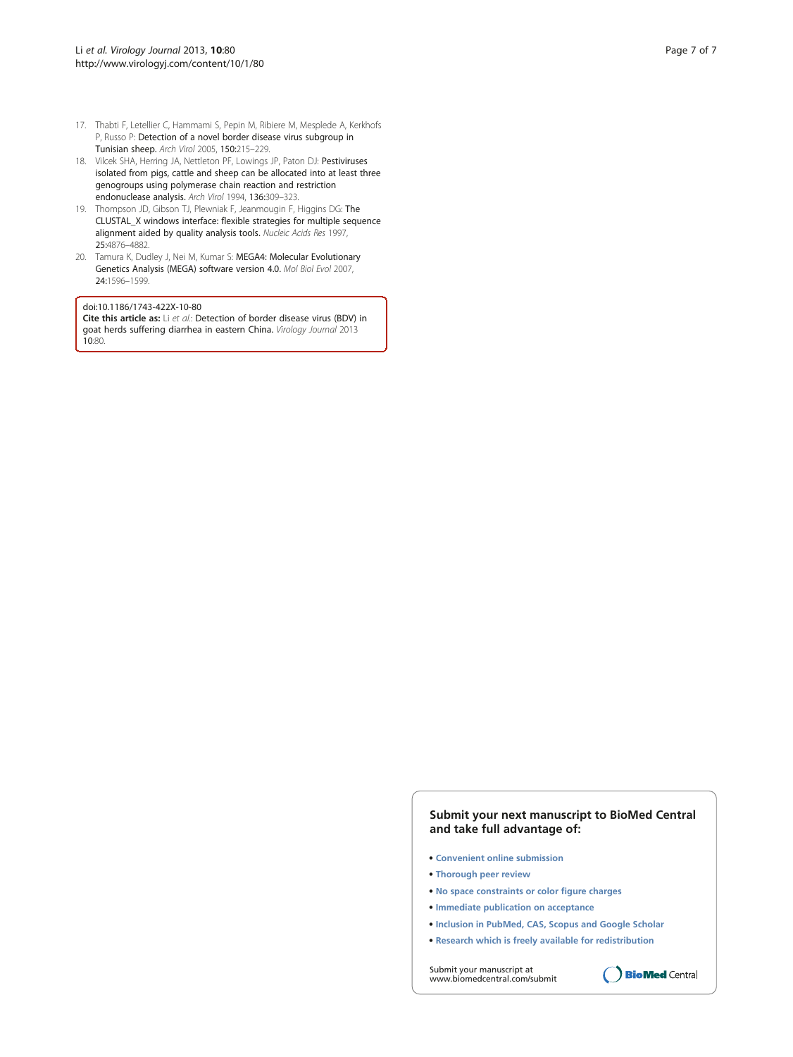17. Thabti F, Letellier C, Hammami S, Pepin M, Ribiere M, Mesplede A, Kerkhofs P, Russo P: **Detection of a novel border disease virus subgroup in Tunisian sheep.** *Arch Virol* 2005, **150:**215–229.
18. Vilcek SHA, Herring JA, Nettleton PF, Lowings JP, Paton DJ: **Pestiviruses isolated from pigs, cattle and sheep can be allocated into at least three genogroups using polymerase chain reaction and restriction endonuclease analysis.** *Arch Virol* 1994, **136:**309–323.
19. Thompson JD, Gibson TJ, Plewniak F, Jeanmougin F, Higgins DG: **The CLUSTAL_X windows interface: flexible strategies for multiple sequence alignment aided by quality analysis tools.** *Nucleic Acids Res* 1997, **25:**4876–4882.
20. Tamura K, Dudley J, Nei M, Kumar S: **MEGA4: Molecular Evolutionary Genetics Analysis (MEGA) software version 4.0.** *Mol Biol Evol* 2007, **24:**1596–1599.

doi:10.1186/1743-422X-10-80
**Cite this article as:** Li *et al.*: Detection of border disease virus (BDV) in goat herds suffering diarrhea in eastern China. *Virology Journal* 2013 **10**:80.

**Submit your next manuscript to BioMed Central and take full advantage of:**

- **Convenient online submission**
- **Thorough peer review**
- **No space constraints or color figure charges**
- **Immediate publication on acceptance**
- **Inclusion in PubMed, CAS, Scopus and Google Scholar**
- **Research which is freely available for redistribution**

Submit your manuscript at
www.biomedcentral.com/submit

BioMed Central